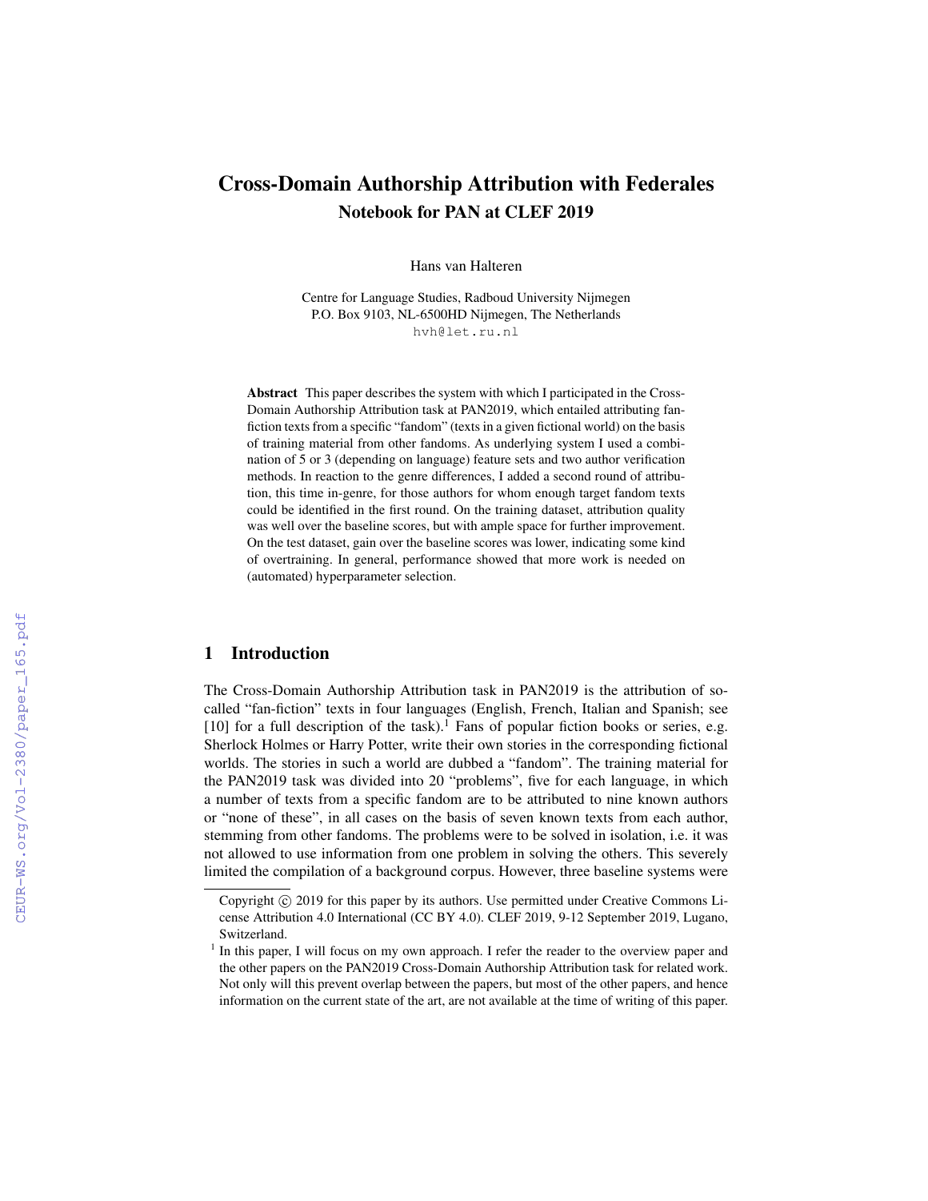# Cross-Domain Authorship Attribution with Federales

## Notebook for PAN at CLEF 2019

Hans van Halteren

Centre for Language Studies, Radboud University Nijmegen
P.O. Box 9103, NL-6500HD Nijmegen, The Netherlands
hvh@let.ru.nl

**Abstract** This paper describes the system with which I participated in the Cross-Domain Authorship Attribution task at PAN2019, which entailed attributing fan-fiction texts from a specific "fandom" (texts in a given fictional world) on the basis of training material from other fandoms. As underlying system I used a combination of 5 or 3 (depending on language) feature sets and two author verification methods. In reaction to the genre differences, I added a second round of attribution, this time in-genre, for those authors for whom enough target fandom texts could be identified in the first round. On the training dataset, attribution quality was well over the baseline scores, but with ample space for further improvement. On the test dataset, gain over the baseline scores was lower, indicating some kind of overtraining. In general, performance showed that more work is needed on (automated) hyperparameter selection.

## 1 Introduction

The Cross-Domain Authorship Attribution task in PAN2019 is the attribution of so-called "fan-fiction" texts in four languages (English, French, Italian and Spanish; see [10] for a full description of the task).[1] Fans of popular fiction books or series, e.g. Sherlock Holmes or Harry Potter, write their own stories in the corresponding fictional worlds. The stories in such a world are dubbed a "fandom". The training material for the PAN2019 task was divided into 20 "problems", five for each language, in which a number of texts from a specific fandom are to be attributed to nine known authors or "none of these", in all cases on the basis of seven known texts from each author, stemming from other fandoms. The problems were to be solved in isolation, i.e. it was not allowed to use information from one problem in solving the others. This severely limited the compilation of a background corpus. However, three baseline systems were

Copyright © 2019 for this paper by its authors. Use permitted under Creative Commons License Attribution 4.0 International (CC BY 4.0). CLEF 2019, 9-12 September 2019, Lugano, Switzerland.

[1] In this paper, I will focus on my own approach. I refer the reader to the overview paper and the other papers on the PAN2019 Cross-Domain Authorship Attribution task for related work. Not only will this prevent overlap between the papers, but most of the other papers, and hence information on the current state of the art, are not available at the time of writing of this paper.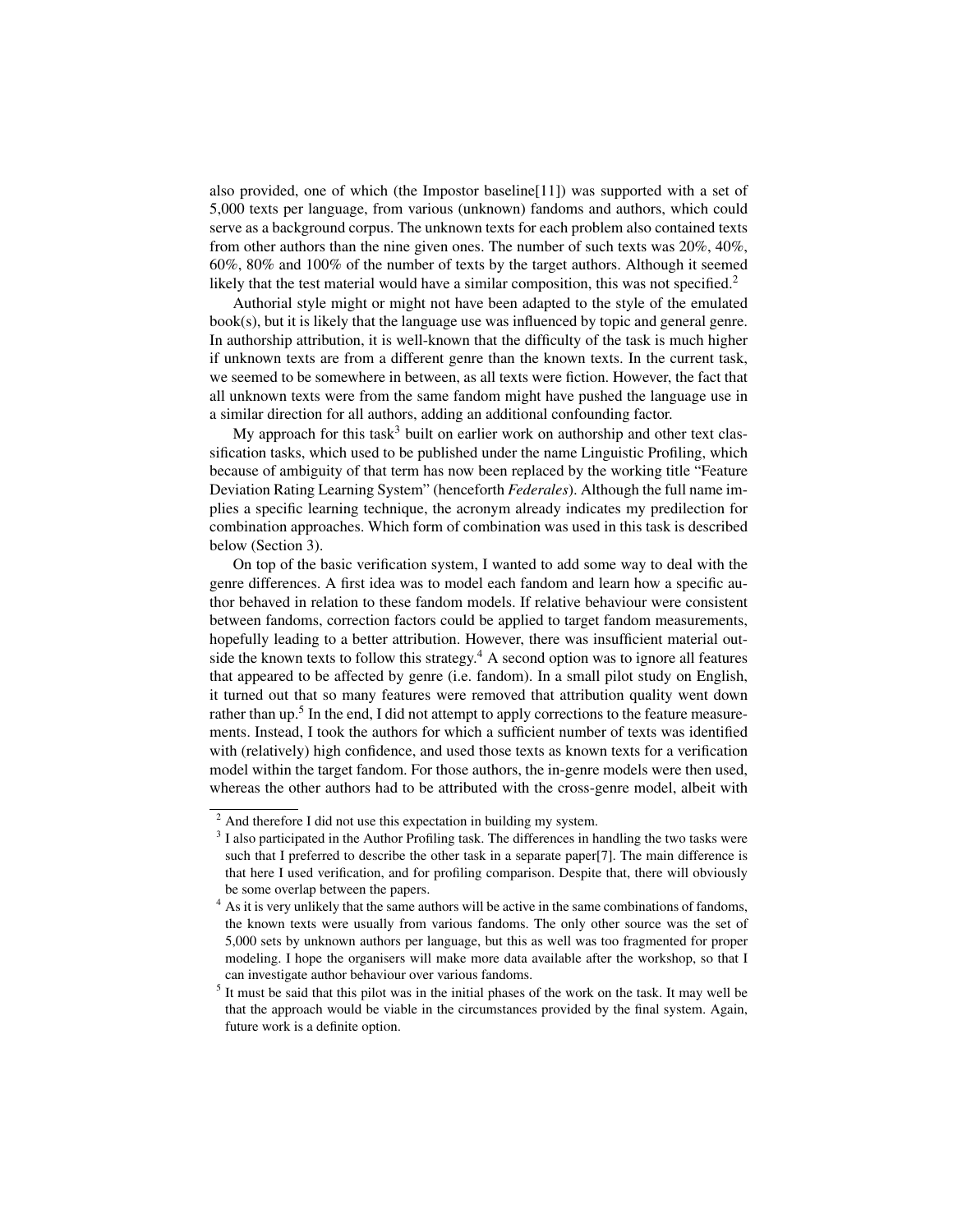also provided, one of which (the Impostor baseline[11]) was supported with a set of 5,000 texts per language, from various (unknown) fandoms and authors, which could serve as a background corpus. The unknown texts for each problem also contained texts from other authors than the nine given ones. The number of such texts was 20%, 40%, 60%, 80% and 100% of the number of texts by the target authors. Although it seemed likely that the test material would have a similar composition, this was not specified.[2]

Authorial style might or might not have been adapted to the style of the emulated book(s), but it is likely that the language use was influenced by topic and general genre. In authorship attribution, it is well-known that the difficulty of the task is much higher if unknown texts are from a different genre than the known texts. In the current task, we seemed to be somewhere in between, as all texts were fiction. However, the fact that all unknown texts were from the same fandom might have pushed the language use in a similar direction for all authors, adding an additional confounding factor.

My approach for this task[3] built on earlier work on authorship and other text classification tasks, which used to be published under the name Linguistic Profiling, which because of ambiguity of that term has now been replaced by the working title "Feature Deviation Rating Learning System" (henceforth *Federales*). Although the full name implies a specific learning technique, the acronym already indicates my predilection for combination approaches. Which form of combination was used in this task is described below (Section 3).

On top of the basic verification system, I wanted to add some way to deal with the genre differences. A first idea was to model each fandom and learn how a specific author behaved in relation to these fandom models. If relative behaviour were consistent between fandoms, correction factors could be applied to target fandom measurements, hopefully leading to a better attribution. However, there was insufficient material outside the known texts to follow this strategy.[4] A second option was to ignore all features that appeared to be affected by genre (i.e. fandom). In a small pilot study on English, it turned out that so many features were removed that attribution quality went down rather than up.[5] In the end, I did not attempt to apply corrections to the feature measurements. Instead, I took the authors for which a sufficient number of texts was identified with (relatively) high confidence, and used those texts as known texts for a verification model within the target fandom. For those authors, the in-genre models were then used, whereas the other authors had to be attributed with the cross-genre model, albeit with

---

[2] And therefore I did not use this expectation in building my system.

[3] I also participated in the Author Profiling task. The differences in handling the two tasks were such that I preferred to describe the other task in a separate paper[7]. The main difference is that here I used verification, and for profiling comparison. Despite that, there will obviously be some overlap between the papers.

[4] As it is very unlikely that the same authors will be active in the same combinations of fandoms, the known texts were usually from various fandoms. The only other source was the set of 5,000 sets by unknown authors per language, but this as well was too fragmented for proper modeling. I hope the organisers will make more data available after the workshop, so that I can investigate author behaviour over various fandoms.

[5] It must be said that this pilot was in the initial phases of the work on the task. It may well be that the approach would be viable in the circumstances provided by the final system. Again, future work is a definite option.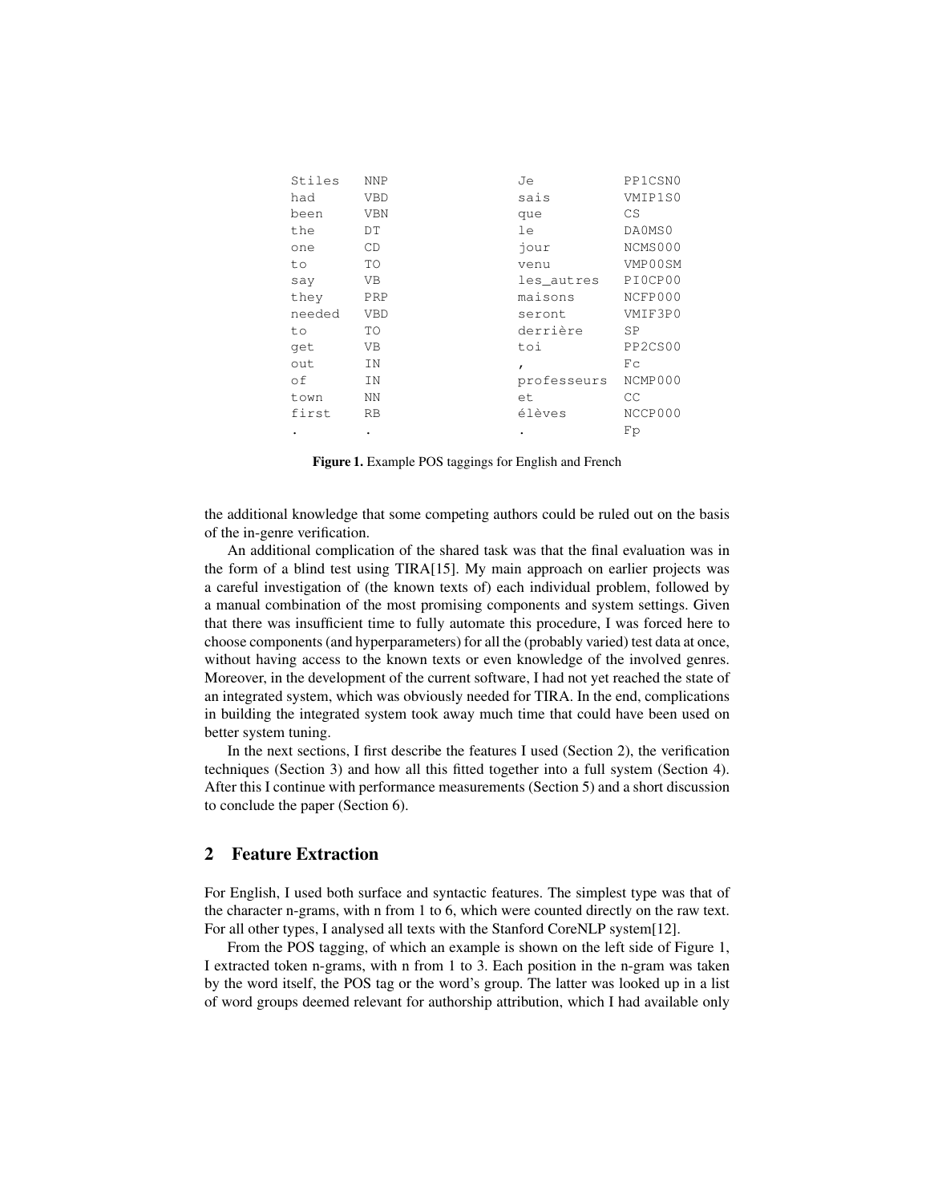```
Stiles    NNP              Je           PP1CSN0
had       VBD              sais         VMIP1S0
been      VBN              que          CS
the       DT               le           DA0MS0
one       CD               jour         NCMS000
to        TO               venu         VMP00SM
say       VB               les_autres   PI0CP00
they      PRP              maisons      NCFP000
needed    VBD              seront       VMIF3P0
to        TO               derrière     SP
get       VB               toi          PP2CS00
out       IN               ,            Fc
of        IN               professeurs  NCMP000
town      NN               et           CC
first     RB               élèves       NCCP000
.         .                .            Fp
```

**Figure 1.** Example POS taggings for English and French

the additional knowledge that some competing authors could be ruled out on the basis of the in-genre verification.

An additional complication of the shared task was that the final evaluation was in the form of a blind test using TIRA[15]. My main approach on earlier projects was a careful investigation of (the known texts of) each individual problem, followed by a manual combination of the most promising components and system settings. Given that there was insufficient time to fully automate this procedure, I was forced here to choose components (and hyperparameters) for all the (probably varied) test data at once, without having access to the known texts or even knowledge of the involved genres. Moreover, in the development of the current software, I had not yet reached the state of an integrated system, which was obviously needed for TIRA. In the end, complications in building the integrated system took away much time that could have been used on better system tuning.

In the next sections, I first describe the features I used (Section 2), the verification techniques (Section 3) and how all this fitted together into a full system (Section 4). After this I continue with performance measurements (Section 5) and a short discussion to conclude the paper (Section 6).

## 2 Feature Extraction

For English, I used both surface and syntactic features. The simplest type was that of the character n-grams, with n from 1 to 6, which were counted directly on the raw text. For all other types, I analysed all texts with the Stanford CoreNLP system[12].

From the POS tagging, of which an example is shown on the left side of Figure 1, I extracted token n-grams, with n from 1 to 3. Each position in the n-gram was taken by the word itself, the POS tag or the word's group. The latter was looked up in a list of word groups deemed relevant for authorship attribution, which I had available only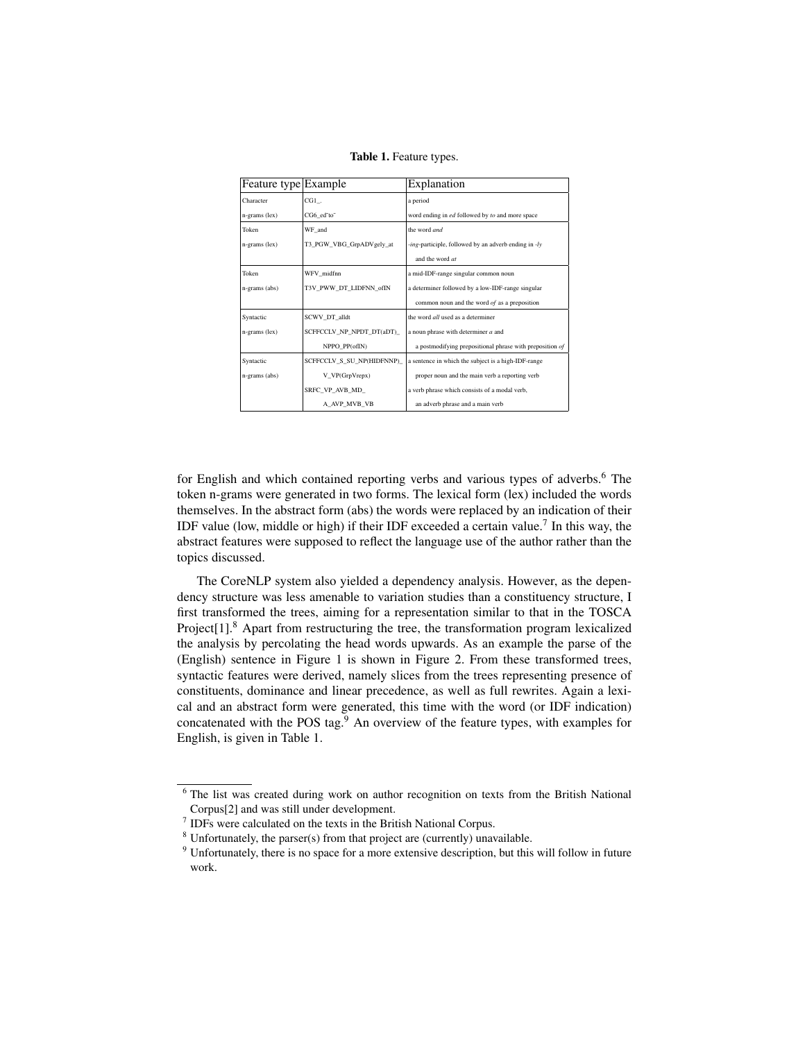**Table 1.** Feature types.

| Feature type | Example | Explanation |
|---|---|---|
| Character n-grams (lex) | CG1_. | a period |
| | CG6_ed˜to˜ | word ending in *ed* followed by *to* and more space |
| Token n-grams (lex) | WF_and | the word *and* |
| | T3_PGW_VBG_GrpADVgely_at | *-ing*-participle, followed by an adverb ending in *-ly* and the word *at* |
| Token n-grams (abs) | WFV_midfnn | a mid-IDF-range singular common noun |
| | T3V_PWW_DT_LIDFNN_ofIN | a determiner followed by a low-IDF-range singular common noun and the word *of* as a preposition |
| Syntactic n-grams (lex) | SCWV_DT_alldt | the word *all* used as a determiner |
| | SCFFCCLV_NP_NPDT_DT(aDT)_ NPPO_PP(ofIN) | a noun phrase with determiner *a* and a postmodifying prepositional phrase with preposition *of* |
| Syntactic n-grams (abs) | SCFFCCLV_S_SU_NP(HIDFNNP)_ V_VP(GrpVrepx) | a sentence in which the subject is a high-IDF-range proper noun and the main verb a reporting verb |
| | SRFC_VP_AVB_MD_ A_AVP_MVB_VB | a verb phrase which consists of a modal verb, an adverb phrase and a main verb |

for English and which contained reporting verbs and various types of adverbs.[6] The token n-grams were generated in two forms. The lexical form (lex) included the words themselves. In the abstract form (abs) the words were replaced by an indication of their IDF value (low, middle or high) if their IDF exceeded a certain value.[7] In this way, the abstract features were supposed to reflect the language use of the author rather than the topics discussed.

The CoreNLP system also yielded a dependency analysis. However, as the dependency structure was less amenable to variation studies than a constituency structure, I first transformed the trees, aiming for a representation similar to that in the TOSCA Project[1].[8] Apart from restructuring the tree, the transformation program lexicalized the analysis by percolating the head words upwards. As an example the parse of the (English) sentence in Figure 1 is shown in Figure 2. From these transformed trees, syntactic features were derived, namely slices from the trees representing presence of constituents, dominance and linear precedence, as well as full rewrites. Again a lexical and an abstract form were generated, this time with the word (or IDF indication) concatenated with the POS tag.[9] An overview of the feature types, with examples for English, is given in Table 1.

---

[6] The list was created during work on author recognition on texts from the British National Corpus[2] and was still under development.

[7] IDFs were calculated on the texts in the British National Corpus.

[8] Unfortunately, the parser(s) from that project are (currently) unavailable.

[9] Unfortunately, there is no space for a more extensive description, but this will follow in future work.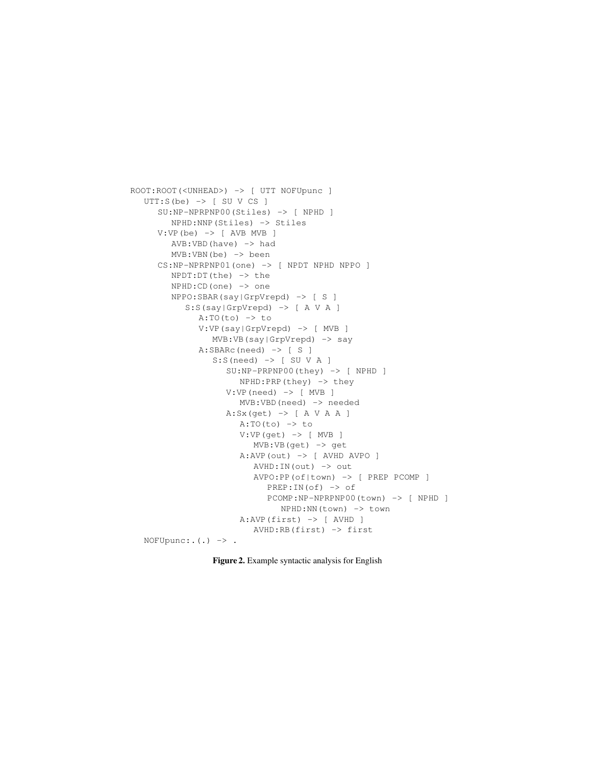```
ROOT:ROOT(<UNHEAD>) -> [ UTT NOFUpunc ]
   UTT:S(be) -> [ SU V CS ]
      SU:NP-NPRPNP00(Stiles) -> [ NPHD ]
         NPHD:NNP(Stiles) -> Stiles
      V:VP(be) -> [ AVB MVB ]
         AVB:VBD(have) -> had
         MVB:VBN(be) -> been
      CS:NP-NPRPNP01(one) -> [ NPDT NPHD NPPO ]
         NPDT:DT(the) -> the
         NPHD:CD(one) -> one
         NPPO:SBAR(say|GrpVrepd) -> [ S ]
            S:S(say|GrpVrepd) -> [ A V A ]
               A:TO(to) -> to
               V:VP(say|GrpVrepd) -> [ MVB ]
                  MVB:VB(say|GrpVrepd) -> say
               A:SBARc(need) -> [ S ]
                  S:S(need) -> [ SU V A ]
                     SU:NP-PRPNP00(they) -> [ NPHD ]
                        NPHD:PRP(they) -> they
                     V:VP(need) -> [ MVB ]
                        MVB:VBD(need) -> needed
                     A:Sx(get) -> [ A V A A ]
                        A:TO(to) -> to
                        V:VP(get) -> [ MVB ]
                           MVB:VB(get) -> get
                        A:AVP(out) -> [ AVHD AVPO ]
                           AVHD:IN(out) -> out
                           AVPO:PP(of|town) -> [ PREP PCOMP ]
                              PREP:IN(of) -> of
                              PCOMP:NP-NPRPNP00(town) -> [ NPHD ]
                                 NPHD:NN(town) -> town
                        A:AVP(first) -> [ AVHD ]
                           AVHD:RB(first) -> first
   NOFUpunc:.(.) -> .
```

**Figure 2.** Example syntactic analysis for English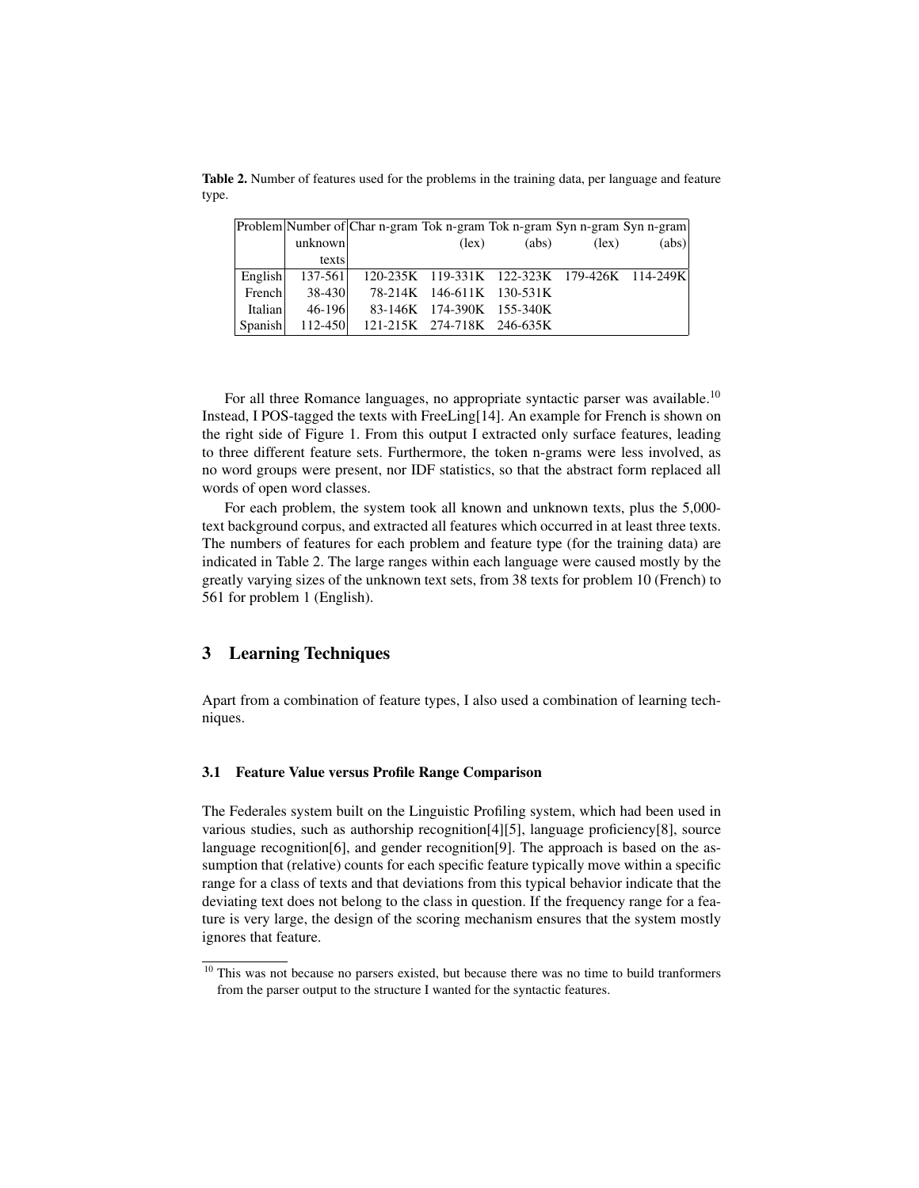**Table 2.** Number of features used for the problems in the training data, per language and feature type.

| Problem | Number of unknown texts | Char n-gram | Tok n-gram (lex) | Tok n-gram (abs) | Syn n-gram (lex) | Syn n-gram (abs) |
|---|---|---|---|---|---|---|
| English | 137-561 | 120-235K | 119-331K | 122-323K | 179-426K | 114-249K |
| French | 38-430 | 78-214K | 146-611K | 130-531K | | |
| Italian | 46-196 | 83-146K | 174-390K | 155-340K | | |
| Spanish | 112-450 | 121-215K | 274-718K | 246-635K | | |

For all three Romance languages, no appropriate syntactic parser was available.[10] Instead, I POS-tagged the texts with FreeLing[14]. An example for French is shown on the right side of Figure 1. From this output I extracted only surface features, leading to three different feature sets. Furthermore, the token n-grams were less involved, as no word groups were present, nor IDF statistics, so that the abstract form replaced all words of open word classes.

For each problem, the system took all known and unknown texts, plus the 5,000-text background corpus, and extracted all features which occurred in at least three texts. The numbers of features for each problem and feature type (for the training data) are indicated in Table 2. The large ranges within each language were caused mostly by the greatly varying sizes of the unknown text sets, from 38 texts for problem 10 (French) to 561 for problem 1 (English).

## 3 Learning Techniques

Apart from a combination of feature types, I also used a combination of learning techniques.

### 3.1 Feature Value versus Profile Range Comparison

The Federales system built on the Linguistic Profiling system, which had been used in various studies, such as authorship recognition[4][5], language proficiency[8], source language recognition[6], and gender recognition[9]. The approach is based on the assumption that (relative) counts for each specific feature typically move within a specific range for a class of texts and that deviations from this typical behavior indicate that the deviating text does not belong to the class in question. If the frequency range for a feature is very large, the design of the scoring mechanism ensures that the system mostly ignores that feature.

[10] This was not because no parsers existed, but because there was no time to build tranformers from the parser output to the structure I wanted for the syntactic features.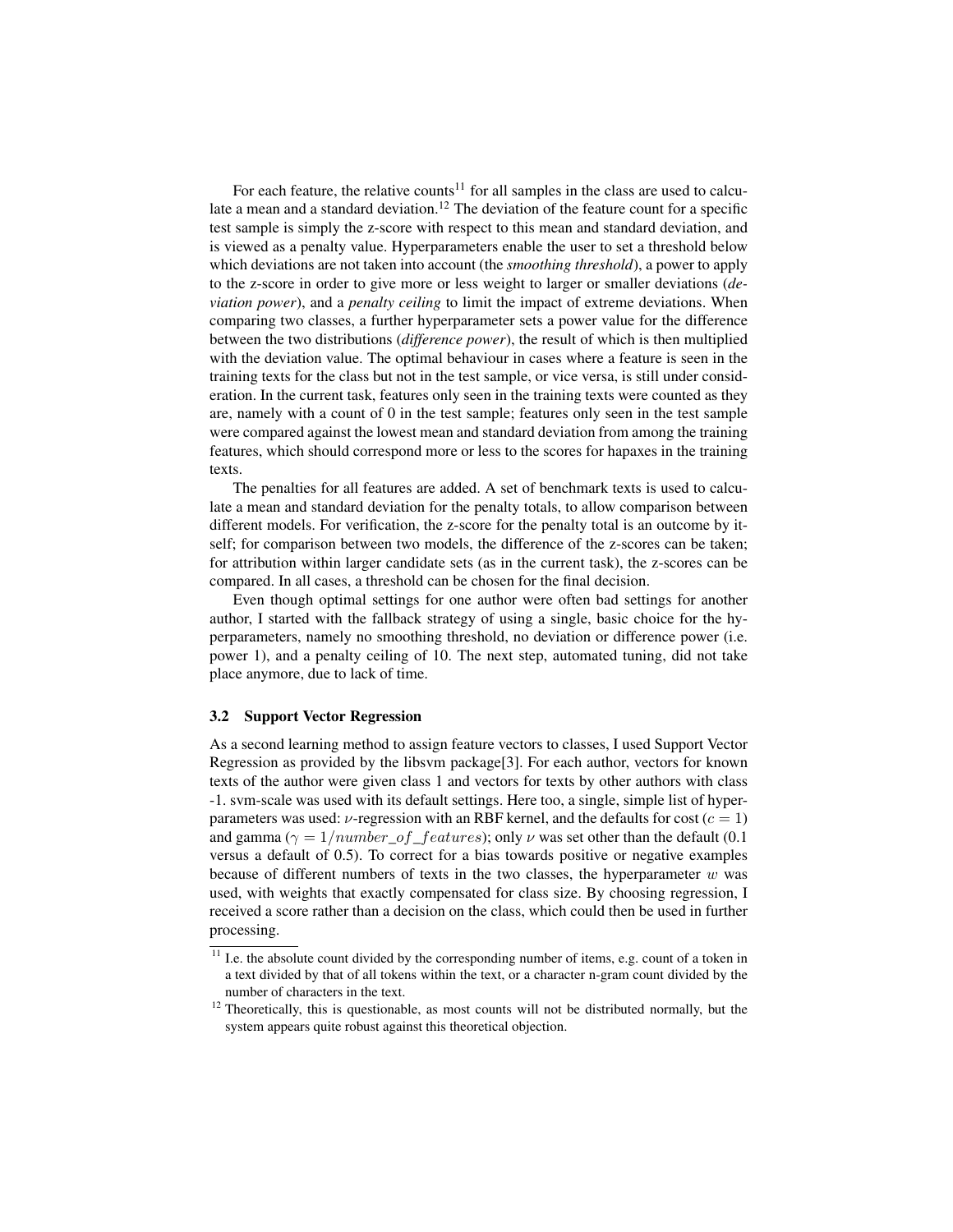For each feature, the relative counts[11] for all samples in the class are used to calculate a mean and a standard deviation.[12] The deviation of the feature count for a specific test sample is simply the z-score with respect to this mean and standard deviation, and is viewed as a penalty value. Hyperparameters enable the user to set a threshold below which deviations are not taken into account (the *smoothing threshold*), a power to apply to the z-score in order to give more or less weight to larger or smaller deviations (*deviation power*), and a *penalty ceiling* to limit the impact of extreme deviations. When comparing two classes, a further hyperparameter sets a power value for the difference between the two distributions (*difference power*), the result of which is then multiplied with the deviation value. The optimal behaviour in cases where a feature is seen in the training texts for the class but not in the test sample, or vice versa, is still under consideration. In the current task, features only seen in the training texts were counted as they are, namely with a count of 0 in the test sample; features only seen in the test sample were compared against the lowest mean and standard deviation from among the training features, which should correspond more or less to the scores for hapaxes in the training texts.

The penalties for all features are added. A set of benchmark texts is used to calculate a mean and standard deviation for the penalty totals, to allow comparison between different models. For verification, the z-score for the penalty total is an outcome by itself; for comparison between two models, the difference of the z-scores can be taken; for attribution within larger candidate sets (as in the current task), the z-scores can be compared. In all cases, a threshold can be chosen for the final decision.

Even though optimal settings for one author were often bad settings for another author, I started with the fallback strategy of using a single, basic choice for the hyperparameters, namely no smoothing threshold, no deviation or difference power (i.e. power 1), and a penalty ceiling of 10. The next step, automated tuning, did not take place anymore, due to lack of time.

### 3.2 Support Vector Regression

As a second learning method to assign feature vectors to classes, I used Support Vector Regression as provided by the libsvm package[3]. For each author, vectors for known texts of the author were given class 1 and vectors for texts by other authors with class -1. svm-scale was used with its default settings. Here too, a single, simple list of hyperparameters was used: $\nu$-regression with an RBF kernel, and the defaults for cost ($c = 1$) and gamma ($\gamma = 1/number\_of\_features$); only $\nu$ was set other than the default (0.1 versus a default of 0.5). To correct for a bias towards positive or negative examples because of different numbers of texts in the two classes, the hyperparameter $w$ was used, with weights that exactly compensated for class size. By choosing regression, I received a score rather than a decision on the class, which could then be used in further processing.

[11] I.e. the absolute count divided by the corresponding number of items, e.g. count of a token in a text divided by that of all tokens within the text, or a character n-gram count divided by the number of characters in the text.

[12] Theoretically, this is questionable, as most counts will not be distributed normally, but the system appears quite robust against this theoretical objection.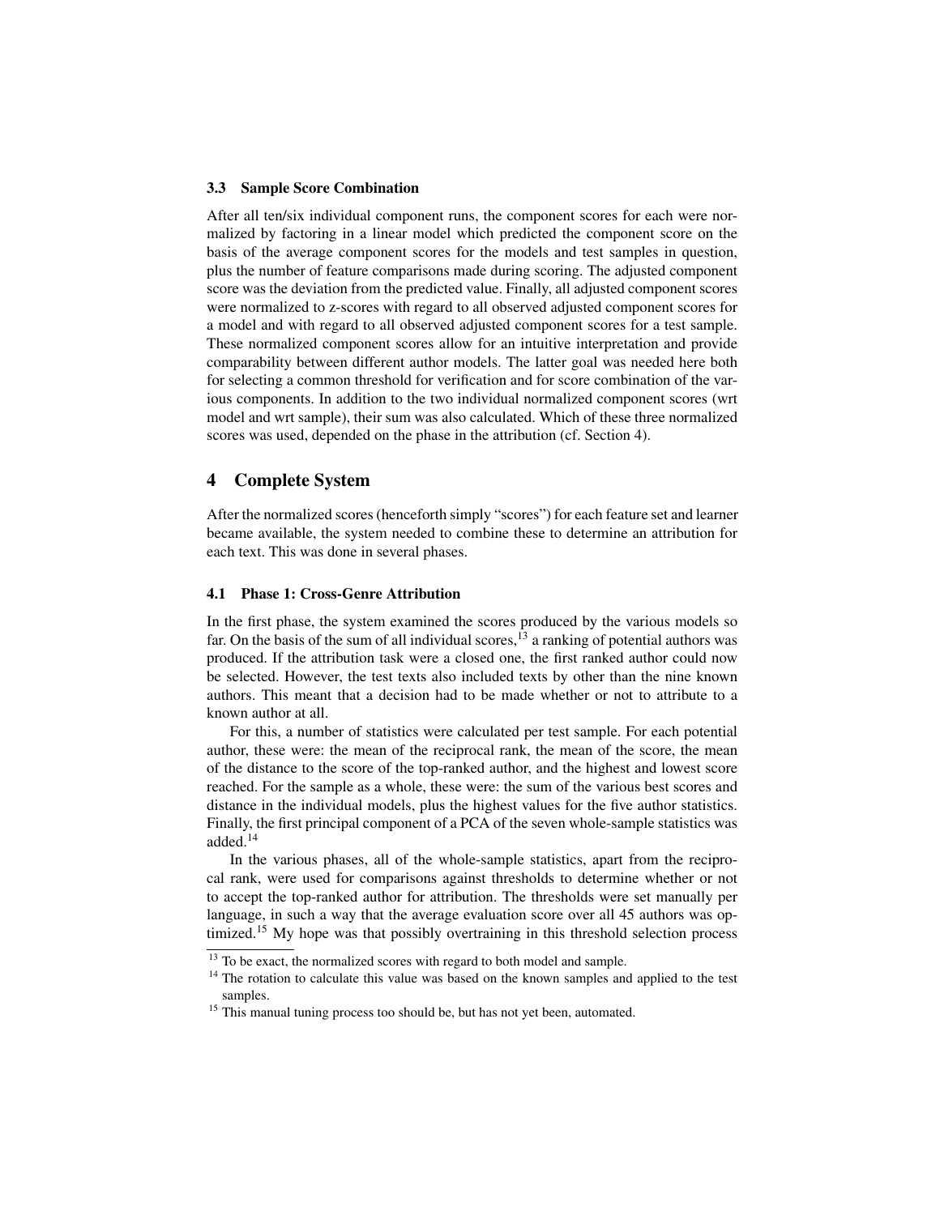### 3.3 Sample Score Combination

After all ten/six individual component runs, the component scores for each were normalized by factoring in a linear model which predicted the component score on the basis of the average component scores for the models and test samples in question, plus the number of feature comparisons made during scoring. The adjusted component score was the deviation from the predicted value. Finally, all adjusted component scores were normalized to z-scores with regard to all observed adjusted component scores for a model and with regard to all observed adjusted component scores for a test sample. These normalized component scores allow for an intuitive interpretation and provide comparability between different author models. The latter goal was needed here both for selecting a common threshold for verification and for score combination of the various components. In addition to the two individual normalized component scores (wrt model and wrt sample), their sum was also calculated. Which of these three normalized scores was used, depended on the phase in the attribution (cf. Section 4).

## 4 Complete System

After the normalized scores (henceforth simply "scores") for each feature set and learner became available, the system needed to combine these to determine an attribution for each text. This was done in several phases.

### 4.1 Phase 1: Cross-Genre Attribution

In the first phase, the system examined the scores produced by the various models so far. On the basis of the sum of all individual scores,[13] a ranking of potential authors was produced. If the attribution task were a closed one, the first ranked author could now be selected. However, the test texts also included texts by other than the nine known authors. This meant that a decision had to be made whether or not to attribute to a known author at all.

For this, a number of statistics were calculated per test sample. For each potential author, these were: the mean of the reciprocal rank, the mean of the score, the mean of the distance to the score of the top-ranked author, and the highest and lowest score reached. For the sample as a whole, these were: the sum of the various best scores and distance in the individual models, plus the highest values for the five author statistics. Finally, the first principal component of a PCA of the seven whole-sample statistics was added.[14]

In the various phases, all of the whole-sample statistics, apart from the reciprocal rank, were used for comparisons against thresholds to determine whether or not to accept the top-ranked author for attribution. The thresholds were set manually per language, in such a way that the average evaluation score over all 45 authors was optimized.[15] My hope was that possibly overtraining in this threshold selection process

---

[13] To be exact, the normalized scores with regard to both model and sample.

[14] The rotation to calculate this value was based on the known samples and applied to the test samples.

[15] This manual tuning process too should be, but has not yet been, automated.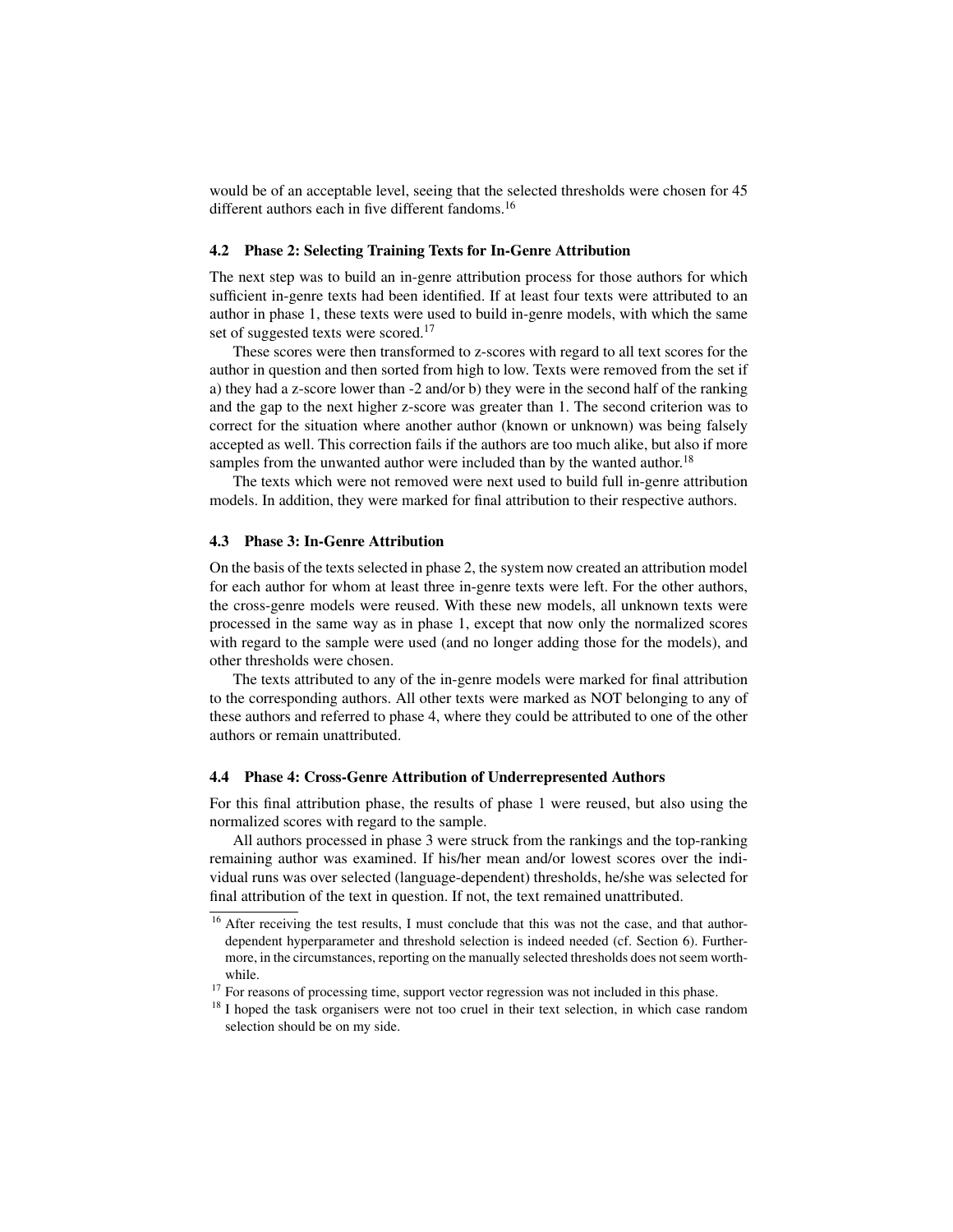would be of an acceptable level, seeing that the selected thresholds were chosen for 45 different authors each in five different fandoms.[16]

### 4.2 Phase 2: Selecting Training Texts for In-Genre Attribution

The next step was to build an in-genre attribution process for those authors for which sufficient in-genre texts had been identified. If at least four texts were attributed to an author in phase 1, these texts were used to build in-genre models, with which the same set of suggested texts were scored.[17]

These scores were then transformed to z-scores with regard to all text scores for the author in question and then sorted from high to low. Texts were removed from the set if a) they had a z-score lower than -2 and/or b) they were in the second half of the ranking and the gap to the next higher z-score was greater than 1. The second criterion was to correct for the situation where another author (known or unknown) was being falsely accepted as well. This correction fails if the authors are too much alike, but also if more samples from the unwanted author were included than by the wanted author.[18]

The texts which were not removed were next used to build full in-genre attribution models. In addition, they were marked for final attribution to their respective authors.

### 4.3 Phase 3: In-Genre Attribution

On the basis of the texts selected in phase 2, the system now created an attribution model for each author for whom at least three in-genre texts were left. For the other authors, the cross-genre models were reused. With these new models, all unknown texts were processed in the same way as in phase 1, except that now only the normalized scores with regard to the sample were used (and no longer adding those for the models), and other thresholds were chosen.

The texts attributed to any of the in-genre models were marked for final attribution to the corresponding authors. All other texts were marked as NOT belonging to any of these authors and referred to phase 4, where they could be attributed to one of the other authors or remain unattributed.

### 4.4 Phase 4: Cross-Genre Attribution of Underrepresented Authors

For this final attribution phase, the results of phase 1 were reused, but also using the normalized scores with regard to the sample.

All authors processed in phase 3 were struck from the rankings and the top-ranking remaining author was examined. If his/her mean and/or lowest scores over the individual runs was over selected (language-dependent) thresholds, he/she was selected for final attribution of the text in question. If not, the text remained unattributed.

---

[16] After receiving the test results, I must conclude that this was not the case, and that author-dependent hyperparameter and threshold selection is indeed needed (cf. Section 6). Furthermore, in the circumstances, reporting on the manually selected thresholds does not seem worthwhile.

[17] For reasons of processing time, support vector regression was not included in this phase.

[18] I hoped the task organisers were not too cruel in their text selection, in which case random selection should be on my side.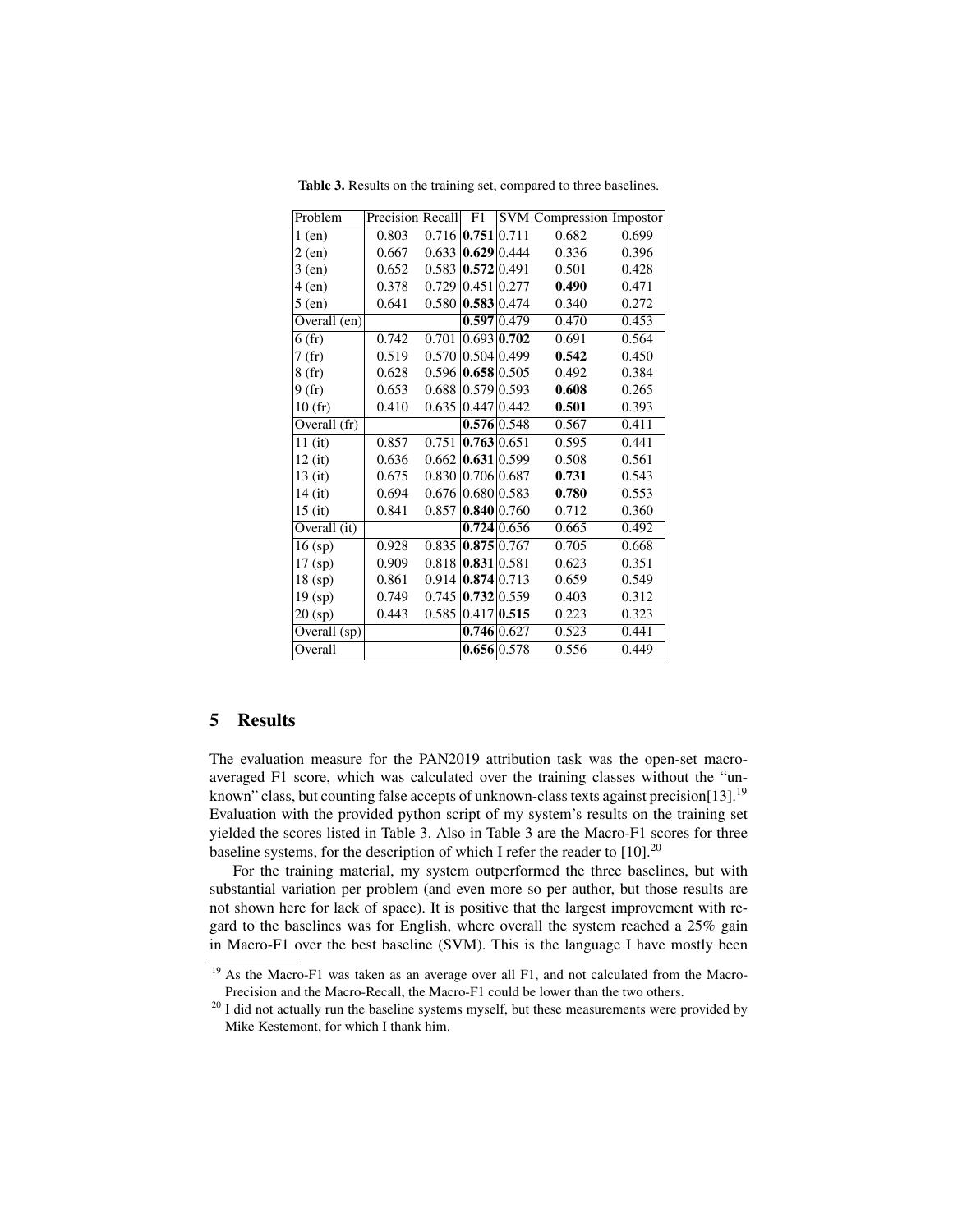**Table 3.** Results on the training set, compared to three baselines.

| Problem | Precision | Recall | F1 | SVM | Compression | Impostor |
| --- | --- | --- | --- | --- | --- | --- |
| 1 (en) | 0.803 | 0.716 | **0.751** | 0.711 | 0.682 | 0.699 |
| 2 (en) | 0.667 | 0.633 | **0.629** | 0.444 | 0.336 | 0.396 |
| 3 (en) | 0.652 | 0.583 | **0.572** | 0.491 | 0.501 | 0.428 |
| 4 (en) | 0.378 | 0.729 | 0.451 | 0.277 | **0.490** | 0.471 |
| 5 (en) | 0.641 | 0.580 | **0.583** | 0.474 | 0.340 | 0.272 |
| Overall (en) | | | **0.597** | 0.479 | 0.470 | 0.453 |
| 6 (fr) | 0.742 | 0.701 | 0.693 | **0.702** | 0.691 | 0.564 |
| 7 (fr) | 0.519 | 0.570 | 0.504 | 0.499 | **0.542** | 0.450 |
| 8 (fr) | 0.628 | 0.596 | **0.658** | 0.505 | 0.492 | 0.384 |
| 9 (fr) | 0.653 | 0.688 | 0.579 | 0.593 | **0.608** | 0.265 |
| 10 (fr) | 0.410 | 0.635 | 0.447 | 0.442 | **0.501** | 0.393 |
| Overall (fr) | | | **0.576** | 0.548 | 0.567 | 0.411 |
| 11 (it) | 0.857 | 0.751 | **0.763** | 0.651 | 0.595 | 0.441 |
| 12 (it) | 0.636 | 0.662 | **0.631** | 0.599 | 0.508 | 0.561 |
| 13 (it) | 0.675 | 0.830 | 0.706 | 0.687 | **0.731** | 0.543 |
| 14 (it) | 0.694 | 0.676 | 0.680 | 0.583 | **0.780** | 0.553 |
| 15 (it) | 0.841 | 0.857 | **0.840** | 0.760 | 0.712 | 0.360 |
| Overall (it) | | | **0.724** | 0.656 | 0.665 | 0.492 |
| 16 (sp) | 0.928 | 0.835 | **0.875** | 0.767 | 0.705 | 0.668 |
| 17 (sp) | 0.909 | 0.818 | **0.831** | 0.581 | 0.623 | 0.351 |
| 18 (sp) | 0.861 | 0.914 | **0.874** | 0.713 | 0.659 | 0.549 |
| 19 (sp) | 0.749 | 0.745 | **0.732** | 0.559 | 0.403 | 0.312 |
| 20 (sp) | 0.443 | 0.585 | 0.417 | **0.515** | 0.223 | 0.323 |
| Overall (sp) | | | **0.746** | 0.627 | 0.523 | 0.441 |
| Overall | | | **0.656** | 0.578 | 0.556 | 0.449 |

## 5 Results

The evaluation measure for the PAN2019 attribution task was the open-set macro-averaged F1 score, which was calculated over the training classes without the "unknown" class, but counting false accepts of unknown-class texts against precision[13].[19] Evaluation with the provided python script of my system's results on the training set yielded the scores listed in Table 3. Also in Table 3 are the Macro-F1 scores for three baseline systems, for the description of which I refer the reader to [10].[20]

For the training material, my system outperformed the three baselines, but with substantial variation per problem (and even more so per author, but those results are not shown here for lack of space). It is positive that the largest improvement with regard to the baselines was for English, where overall the system reached a 25% gain in Macro-F1 over the best baseline (SVM). This is the language I have mostly been

[19] As the Macro-F1 was taken as an average over all F1, and not calculated from the Macro-Precision and the Macro-Recall, the Macro-F1 could be lower than the two others.

[20] I did not actually run the baseline systems myself, but these measurements were provided by Mike Kestemont, for which I thank him.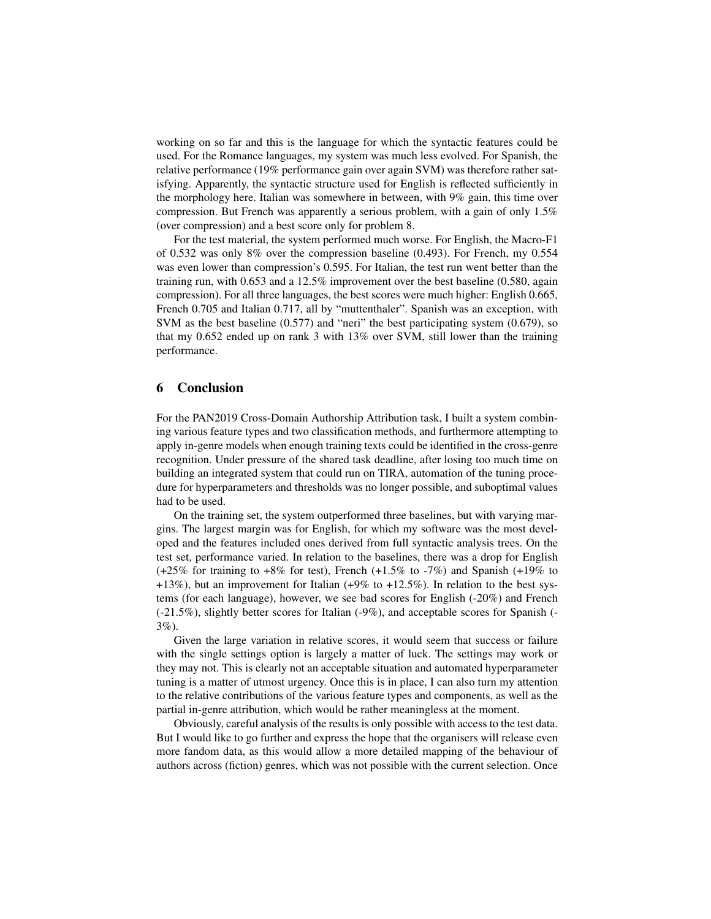working on so far and this is the language for which the syntactic features could be used. For the Romance languages, my system was much less evolved. For Spanish, the relative performance (19% performance gain over again SVM) was therefore rather satisfying. Apparently, the syntactic structure used for English is reflected sufficiently in the morphology here. Italian was somewhere in between, with 9% gain, this time over compression. But French was apparently a serious problem, with a gain of only 1.5% (over compression) and a best score only for problem 8.

For the test material, the system performed much worse. For English, the Macro-F1 of 0.532 was only 8% over the compression baseline (0.493). For French, my 0.554 was even lower than compression's 0.595. For Italian, the test run went better than the training run, with 0.653 and a 12.5% improvement over the best baseline (0.580, again compression). For all three languages, the best scores were much higher: English 0.665, French 0.705 and Italian 0.717, all by "muttenthaler". Spanish was an exception, with SVM as the best baseline (0.577) and "neri" the best participating system (0.679), so that my 0.652 ended up on rank 3 with 13% over SVM, still lower than the training performance.

## 6 Conclusion

For the PAN2019 Cross-Domain Authorship Attribution task, I built a system combining various feature types and two classification methods, and furthermore attempting to apply in-genre models when enough training texts could be identified in the cross-genre recognition. Under pressure of the shared task deadline, after losing too much time on building an integrated system that could run on TIRA, automation of the tuning procedure for hyperparameters and thresholds was no longer possible, and suboptimal values had to be used.

On the training set, the system outperformed three baselines, but with varying margins. The largest margin was for English, for which my software was the most developed and the features included ones derived from full syntactic analysis trees. On the test set, performance varied. In relation to the baselines, there was a drop for English (+25% for training to +8% for test), French (+1.5% to -7%) and Spanish (+19% to +13%), but an improvement for Italian (+9% to +12.5%). In relation to the best systems (for each language), however, we see bad scores for English (-20%) and French (-21.5%), slightly better scores for Italian (-9%), and acceptable scores for Spanish (-3%).

Given the large variation in relative scores, it would seem that success or failure with the single settings option is largely a matter of luck. The settings may work or they may not. This is clearly not an acceptable situation and automated hyperparameter tuning is a matter of utmost urgency. Once this is in place, I can also turn my attention to the relative contributions of the various feature types and components, as well as the partial in-genre attribution, which would be rather meaningless at the moment.

Obviously, careful analysis of the results is only possible with access to the test data. But I would like to go further and express the hope that the organisers will release even more fandom data, as this would allow a more detailed mapping of the behaviour of authors across (fiction) genres, which was not possible with the current selection. Once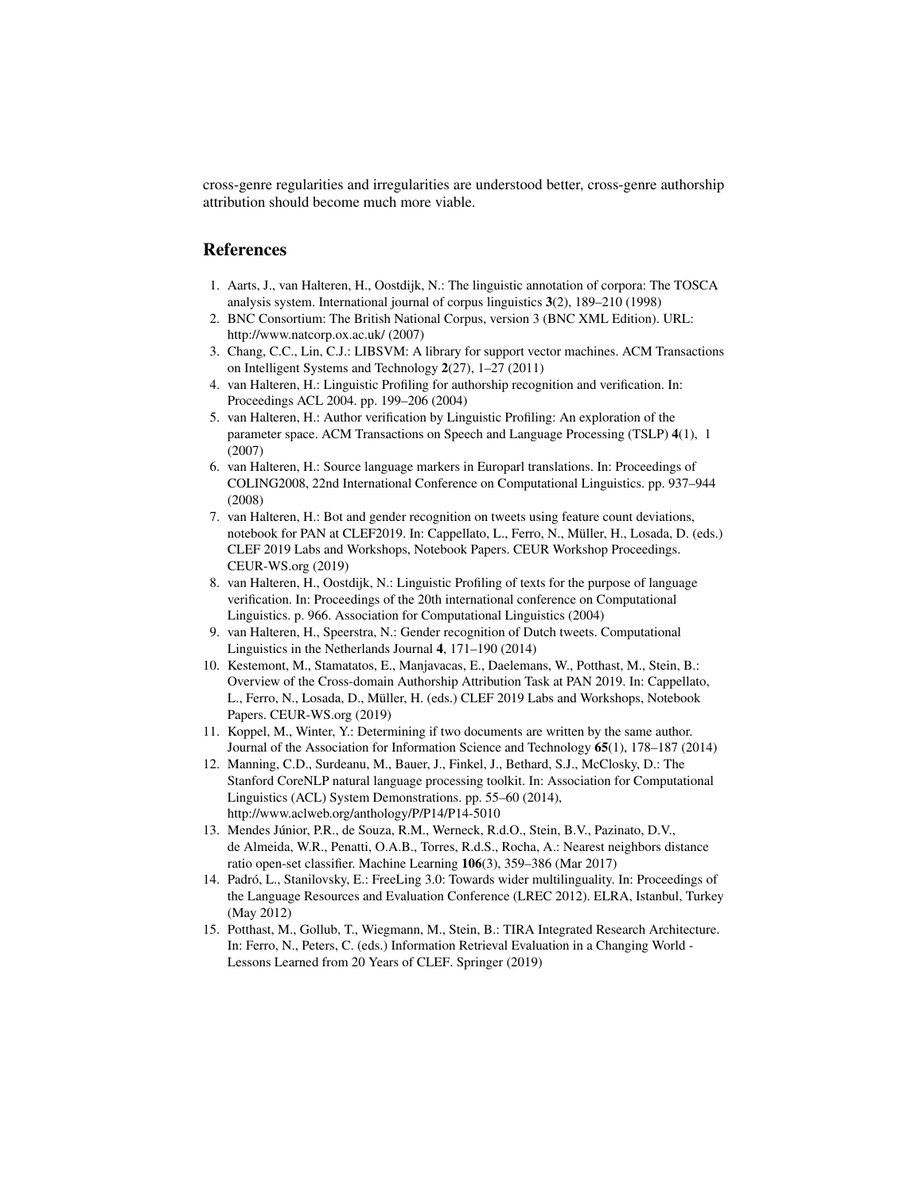cross-genre regularities and irregularities are understood better, cross-genre authorship attribution should become much more viable.

## References

1. Aarts, J., van Halteren, H., Oostdijk, N.: The linguistic annotation of corpora: The TOSCA analysis system. International journal of corpus linguistics **3**(2), 189–210 (1998)
2. BNC Consortium: The British National Corpus, version 3 (BNC XML Edition). URL: http://www.natcorp.ox.ac.uk/ (2007)
3. Chang, C.C., Lin, C.J.: LIBSVM: A library for support vector machines. ACM Transactions on Intelligent Systems and Technology **2**(27), 1–27 (2011)
4. van Halteren, H.: Linguistic Profiling for authorship recognition and verification. In: Proceedings ACL 2004. pp. 199–206 (2004)
5. van Halteren, H.: Author verification by Linguistic Profiling: An exploration of the parameter space. ACM Transactions on Speech and Language Processing (TSLP) **4**(1), 1 (2007)
6. van Halteren, H.: Source language markers in Europarl translations. In: Proceedings of COLING2008, 22nd International Conference on Computational Linguistics. pp. 937–944 (2008)
7. van Halteren, H.: Bot and gender recognition on tweets using feature count deviations, notebook for PAN at CLEF2019. In: Cappellato, L., Ferro, N., Müller, H., Losada, D. (eds.) CLEF 2019 Labs and Workshops, Notebook Papers. CEUR Workshop Proceedings. CEUR-WS.org (2019)
8. van Halteren, H., Oostdijk, N.: Linguistic Profiling of texts for the purpose of language verification. In: Proceedings of the 20th international conference on Computational Linguistics. p. 966. Association for Computational Linguistics (2004)
9. van Halteren, H., Speerstra, N.: Gender recognition of Dutch tweets. Computational Linguistics in the Netherlands Journal **4**, 171–190 (2014)
10. Kestemont, M., Stamatatos, E., Manjavacas, E., Daelemans, W., Potthast, M., Stein, B.: Overview of the Cross-domain Authorship Attribution Task at PAN 2019. In: Cappellato, L., Ferro, N., Losada, D., Müller, H. (eds.) CLEF 2019 Labs and Workshops, Notebook Papers. CEUR-WS.org (2019)
11. Koppel, M., Winter, Y.: Determining if two documents are written by the same author. Journal of the Association for Information Science and Technology **65**(1), 178–187 (2014)
12. Manning, C.D., Surdeanu, M., Bauer, J., Finkel, J., Bethard, S.J., McClosky, D.: The Stanford CoreNLP natural language processing toolkit. In: Association for Computational Linguistics (ACL) System Demonstrations. pp. 55–60 (2014), http://www.aclweb.org/anthology/P/P14/P14-5010
13. Mendes Júnior, P.R., de Souza, R.M., Werneck, R.d.O., Stein, B.V., Pazinato, D.V., de Almeida, W.R., Penatti, O.A.B., Torres, R.d.S., Rocha, A.: Nearest neighbors distance ratio open-set classifier. Machine Learning **106**(3), 359–386 (Mar 2017)
14. Padró, L., Stanilovsky, E.: FreeLing 3.0: Towards wider multilinguality. In: Proceedings of the Language Resources and Evaluation Conference (LREC 2012). ELRA, Istanbul, Turkey (May 2012)
15. Potthast, M., Gollub, T., Wiegmann, M., Stein, B.: TIRA Integrated Research Architecture. In: Ferro, N., Peters, C. (eds.) Information Retrieval Evaluation in a Changing World - Lessons Learned from 20 Years of CLEF. Springer (2019)